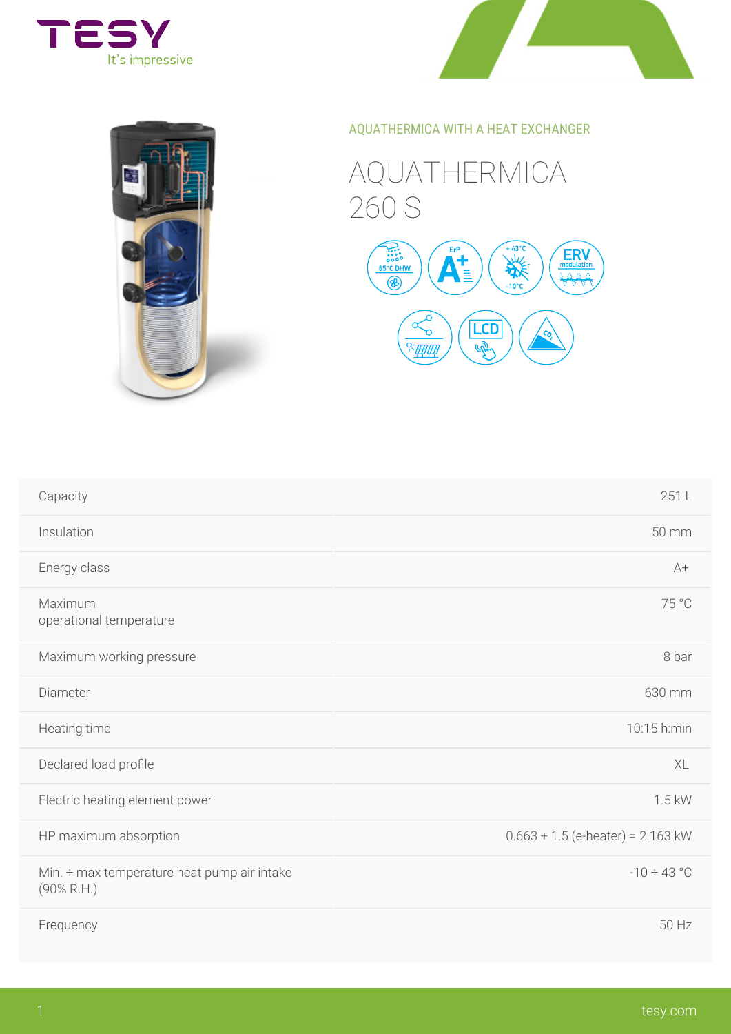TESY

It's impressive

AQUATHERMICA WITH A HEAT EXCHANGER

# AQUATHERMICA 260 S

| | |
|---|---|
| Capacity | 251 L |
| Insulation | 50 mm |
| Energy class | A+ |
| Maximum operational temperature | 75 °C |
| Maximum working pressure | 8 bar |
| Diameter | 630 mm |
| Heating time | 10:15 h:min |
| Declared load profile | XL |
| Electric heating element power | 1.5 kW |
| HP maximum absorption | 0.663 + 1.5 (e-heater) = 2.163 kW |
| Min. ÷ max temperature heat pump air intake (90% R.H.) | -10 ÷ 43 °C |
| Frequency | 50 Hz |

tesy.com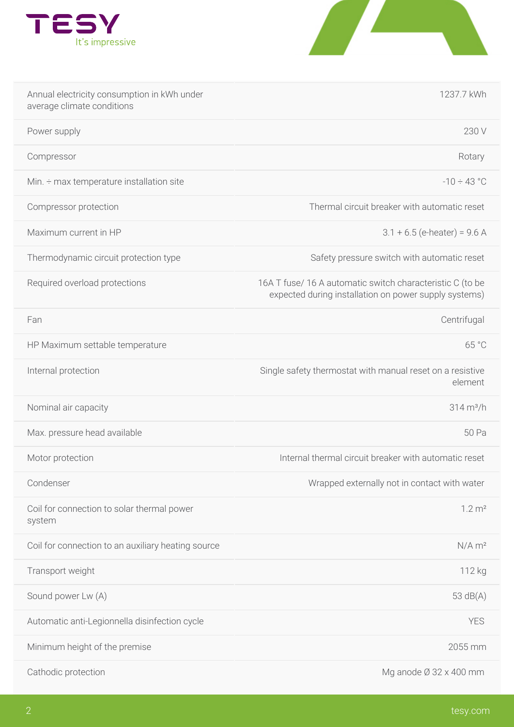| | |
|---|---|
| Annual electricity consumption in kWh under average climate conditions | 1237.7 kWh |
| Power supply | 230 V |
| Compressor | Rotary |
| Min. ÷ max temperature installation site | -10 ÷ 43 °C |
| Compressor protection | Thermal circuit breaker with automatic reset |
| Maximum current in HP | 3.1 + 6.5 (e-heater) = 9.6 A |
| Thermodynamic circuit protection type | Safety pressure switch with automatic reset |
| Required overload protections | 16A T fuse/ 16 A automatic switch characteristic C (to be expected during installation on power supply systems) |
| Fan | Centrifugal |
| HP Maximum settable temperature | 65 °C |
| Internal protection | Single safety thermostat with manual reset on a resistive element |
| Nominal air capacity | 314 m³/h |
| Max. pressure head available | 50 Pa |
| Motor protection | Internal thermal circuit breaker with automatic reset |
| Condenser | Wrapped externally not in contact with water |
| Coil for connection to solar thermal power system | 1.2 m² |
| Coil for connection to an auxiliary heating source | N/A m² |
| Transport weight | 112 kg |
| Sound power Lw (A) | 53 dB(A) |
| Automatic anti-Legionnella disinfection cycle | YES |
| Minimum height of the premise | 2055 mm |
| Cathodic protection | Mg anode Ø 32 x 400 mm |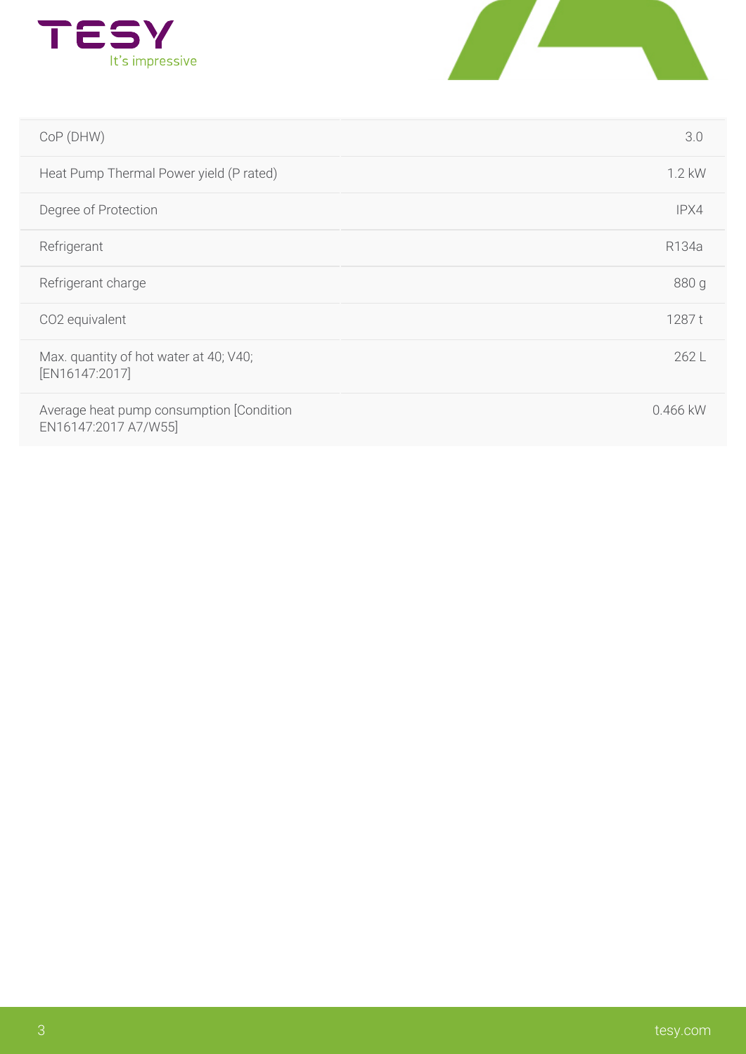| | |
|---|---|
| CoP (DHW) | 3.0 |
| Heat Pump Thermal Power yield (P rated) | 1.2 kW |
| Degree of Protection | IPX4 |
| Refrigerant | R134a |
| Refrigerant charge | 880 g |
| CO2 equivalent | 1287 t |
| Max. quantity of hot water at 40; V40; [EN16147:2017] | 262 L |
| Average heat pump consumption [Condition EN16147:2017 A7/W55] | 0.466 kW |